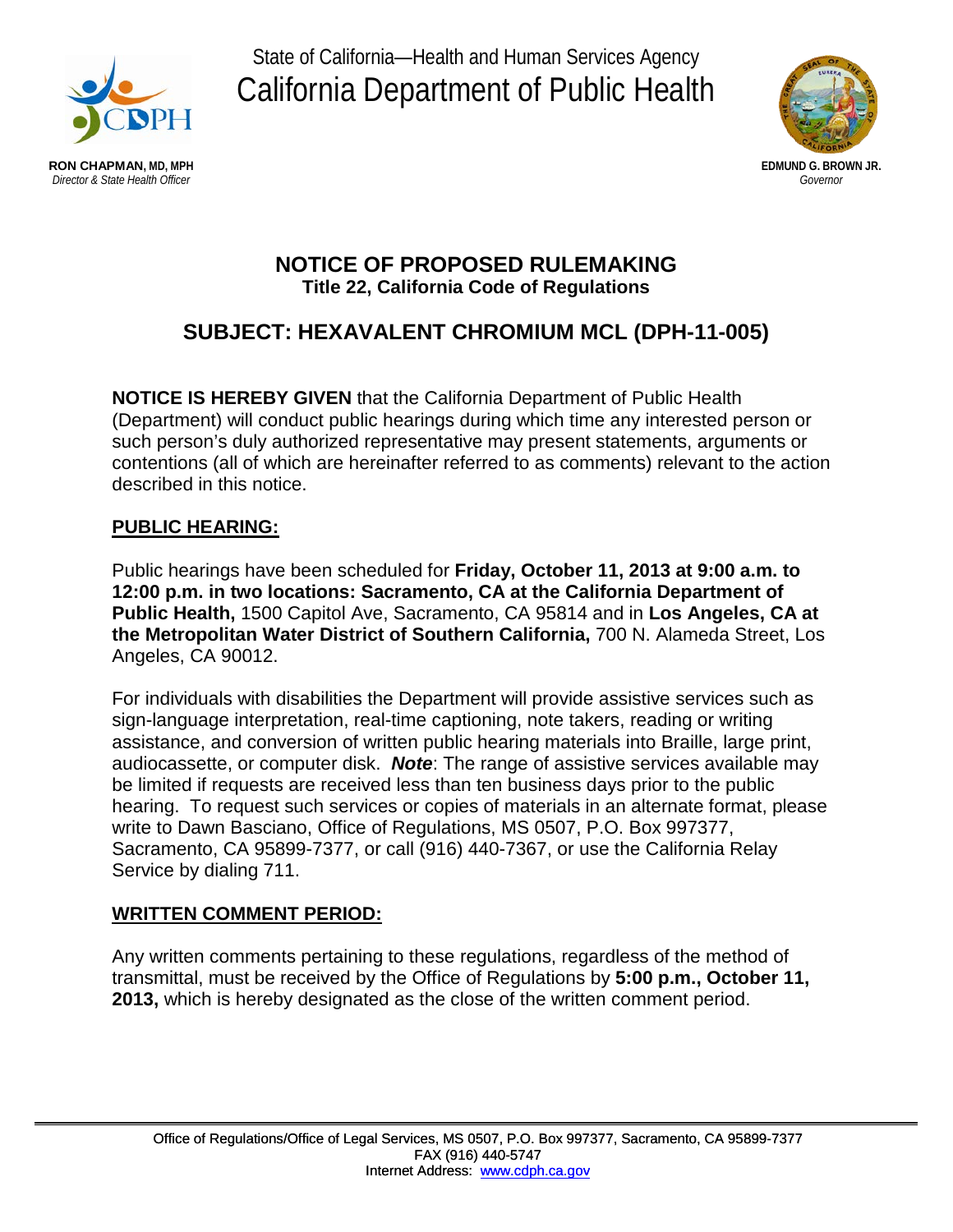State of California—Health and Human Services Agency

California Department of Public Health

**RON CHAPMAN, MD, MPH**
*Director & State Health Officer*

**EDMUND G. BROWN JR.**
*Governor*

# NOTICE OF PROPOSED RULEMAKING

**Title 22, California Code of Regulations**

## SUBJECT: HEXAVALENT CHROMIUM MCL (DPH-11-005)

**NOTICE IS HEREBY GIVEN** that the California Department of Public Health (Department) will conduct public hearings during which time any interested person or such person's duly authorized representative may present statements, arguments or contentions (all of which are hereinafter referred to as comments) relevant to the action described in this notice.

### PUBLIC HEARING:

Public hearings have been scheduled for **Friday, October 11, 2013 at 9:00 a.m. to 12:00 p.m. in two locations: Sacramento, CA at the California Department of Public Health,** 1500 Capitol Ave, Sacramento, CA 95814 and in **Los Angeles, CA at the Metropolitan Water District of Southern California,** 700 N. Alameda Street, Los Angeles, CA 90012.

For individuals with disabilities the Department will provide assistive services such as sign-language interpretation, real-time captioning, note takers, reading or writing assistance, and conversion of written public hearing materials into Braille, large print, audiocassette, or computer disk. ***Note***: The range of assistive services available may be limited if requests are received less than ten business days prior to the public hearing. To request such services or copies of materials in an alternate format, please write to Dawn Basciano, Office of Regulations, MS 0507, P.O. Box 997377, Sacramento, CA 95899-7377, or call (916) 440-7367, or use the California Relay Service by dialing 711.

### WRITTEN COMMENT PERIOD:

Any written comments pertaining to these regulations, regardless of the method of transmittal, must be received by the Office of Regulations by **5:00 p.m., October 11, 2013,** which is hereby designated as the close of the written comment period.

Office of Regulations/Office of Legal Services, MS 0507, P.O. Box 997377, Sacramento, CA 95899-7377
FAX (916) 440-5747
Internet Address: www.cdph.ca.gov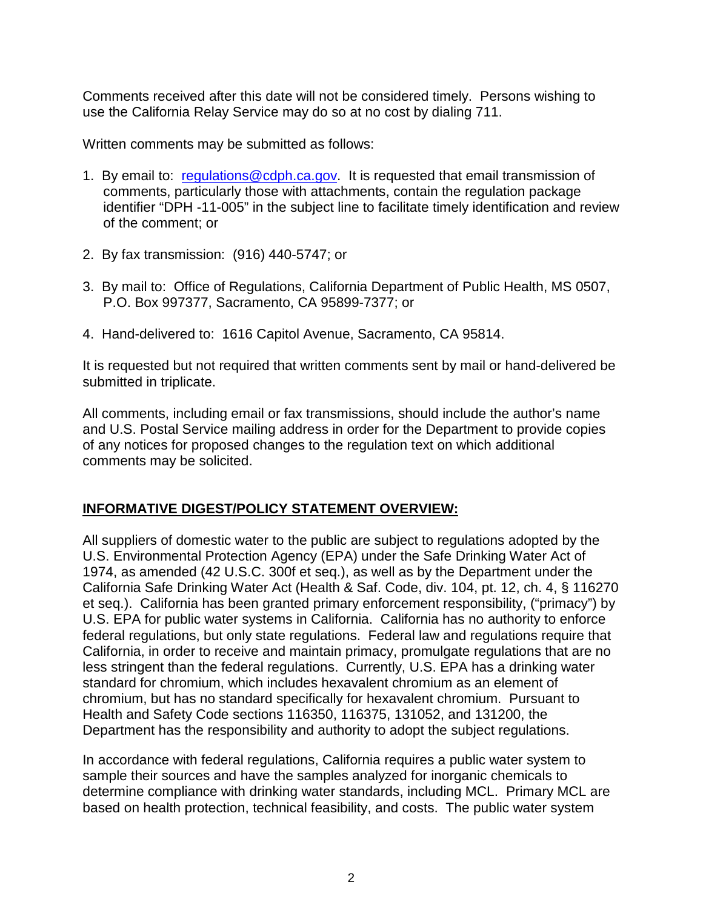Comments received after this date will not be considered timely. Persons wishing to use the California Relay Service may do so at no cost by dialing 711.

Written comments may be submitted as follows:

1. By email to: regulations@cdph.ca.gov. It is requested that email transmission of comments, particularly those with attachments, contain the regulation package identifier "DPH -11-005" in the subject line to facilitate timely identification and review of the comment; or
2. By fax transmission: (916) 440-5747; or
3. By mail to: Office of Regulations, California Department of Public Health, MS 0507, P.O. Box 997377, Sacramento, CA 95899-7377; or
4. Hand-delivered to: 1616 Capitol Avenue, Sacramento, CA 95814.

It is requested but not required that written comments sent by mail or hand-delivered be submitted in triplicate.

All comments, including email or fax transmissions, should include the author's name and U.S. Postal Service mailing address in order for the Department to provide copies of any notices for proposed changes to the regulation text on which additional comments may be solicited.

## **INFORMATIVE DIGEST/POLICY STATEMENT OVERVIEW:**

All suppliers of domestic water to the public are subject to regulations adopted by the U.S. Environmental Protection Agency (EPA) under the Safe Drinking Water Act of 1974, as amended (42 U.S.C. 300f et seq.), as well as by the Department under the California Safe Drinking Water Act (Health & Saf. Code, div. 104, pt. 12, ch. 4, § 116270 et seq.). California has been granted primary enforcement responsibility, ("primacy") by U.S. EPA for public water systems in California. California has no authority to enforce federal regulations, but only state regulations. Federal law and regulations require that California, in order to receive and maintain primacy, promulgate regulations that are no less stringent than the federal regulations. Currently, U.S. EPA has a drinking water standard for chromium, which includes hexavalent chromium as an element of chromium, but has no standard specifically for hexavalent chromium. Pursuant to Health and Safety Code sections 116350, 116375, 131052, and 131200, the Department has the responsibility and authority to adopt the subject regulations.

In accordance with federal regulations, California requires a public water system to sample their sources and have the samples analyzed for inorganic chemicals to determine compliance with drinking water standards, including MCL. Primary MCL are based on health protection, technical feasibility, and costs. The public water system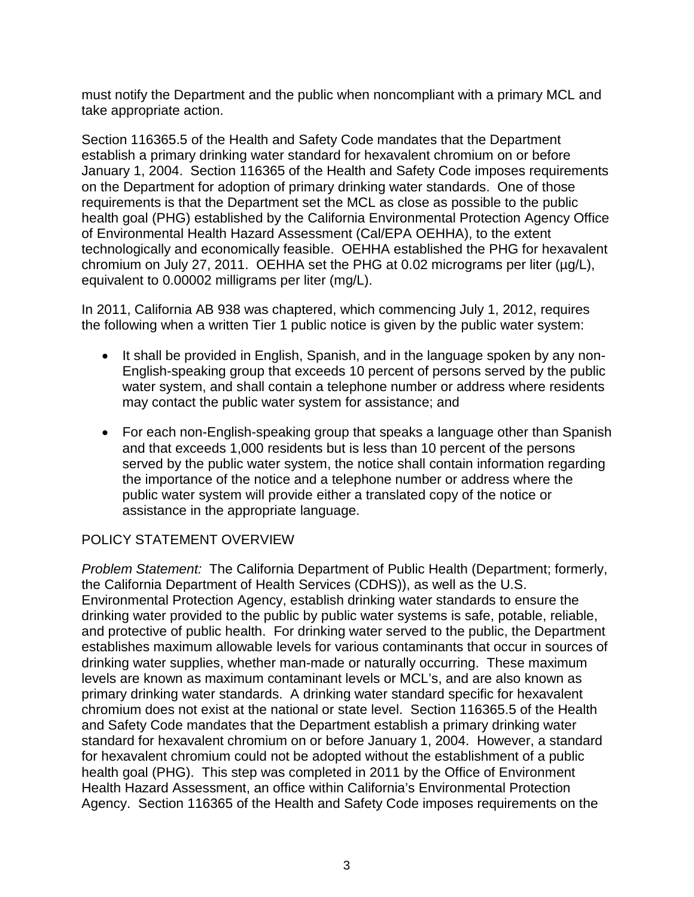must notify the Department and the public when noncompliant with a primary MCL and take appropriate action.

Section 116365.5 of the Health and Safety Code mandates that the Department establish a primary drinking water standard for hexavalent chromium on or before January 1, 2004. Section 116365 of the Health and Safety Code imposes requirements on the Department for adoption of primary drinking water standards. One of those requirements is that the Department set the MCL as close as possible to the public health goal (PHG) established by the California Environmental Protection Agency Office of Environmental Health Hazard Assessment (Cal/EPA OEHHA), to the extent technologically and economically feasible. OEHHA established the PHG for hexavalent chromium on July 27, 2011. OEHHA set the PHG at 0.02 micrograms per liter (µg/L), equivalent to 0.00002 milligrams per liter (mg/L).

In 2011, California AB 938 was chaptered, which commencing July 1, 2012, requires the following when a written Tier 1 public notice is given by the public water system:

- It shall be provided in English, Spanish, and in the language spoken by any non-English-speaking group that exceeds 10 percent of persons served by the public water system, and shall contain a telephone number or address where residents may contact the public water system for assistance; and
- For each non-English-speaking group that speaks a language other than Spanish and that exceeds 1,000 residents but is less than 10 percent of the persons served by the public water system, the notice shall contain information regarding the importance of the notice and a telephone number or address where the public water system will provide either a translated copy of the notice or assistance in the appropriate language.

## POLICY STATEMENT OVERVIEW

*Problem Statement:* The California Department of Public Health (Department; formerly, the California Department of Health Services (CDHS)), as well as the U.S. Environmental Protection Agency, establish drinking water standards to ensure the drinking water provided to the public by public water systems is safe, potable, reliable, and protective of public health. For drinking water served to the public, the Department establishes maximum allowable levels for various contaminants that occur in sources of drinking water supplies, whether man-made or naturally occurring. These maximum levels are known as maximum contaminant levels or MCL's, and are also known as primary drinking water standards. A drinking water standard specific for hexavalent chromium does not exist at the national or state level. Section 116365.5 of the Health and Safety Code mandates that the Department establish a primary drinking water standard for hexavalent chromium on or before January 1, 2004. However, a standard for hexavalent chromium could not be adopted without the establishment of a public health goal (PHG). This step was completed in 2011 by the Office of Environment Health Hazard Assessment, an office within California's Environmental Protection Agency. Section 116365 of the Health and Safety Code imposes requirements on the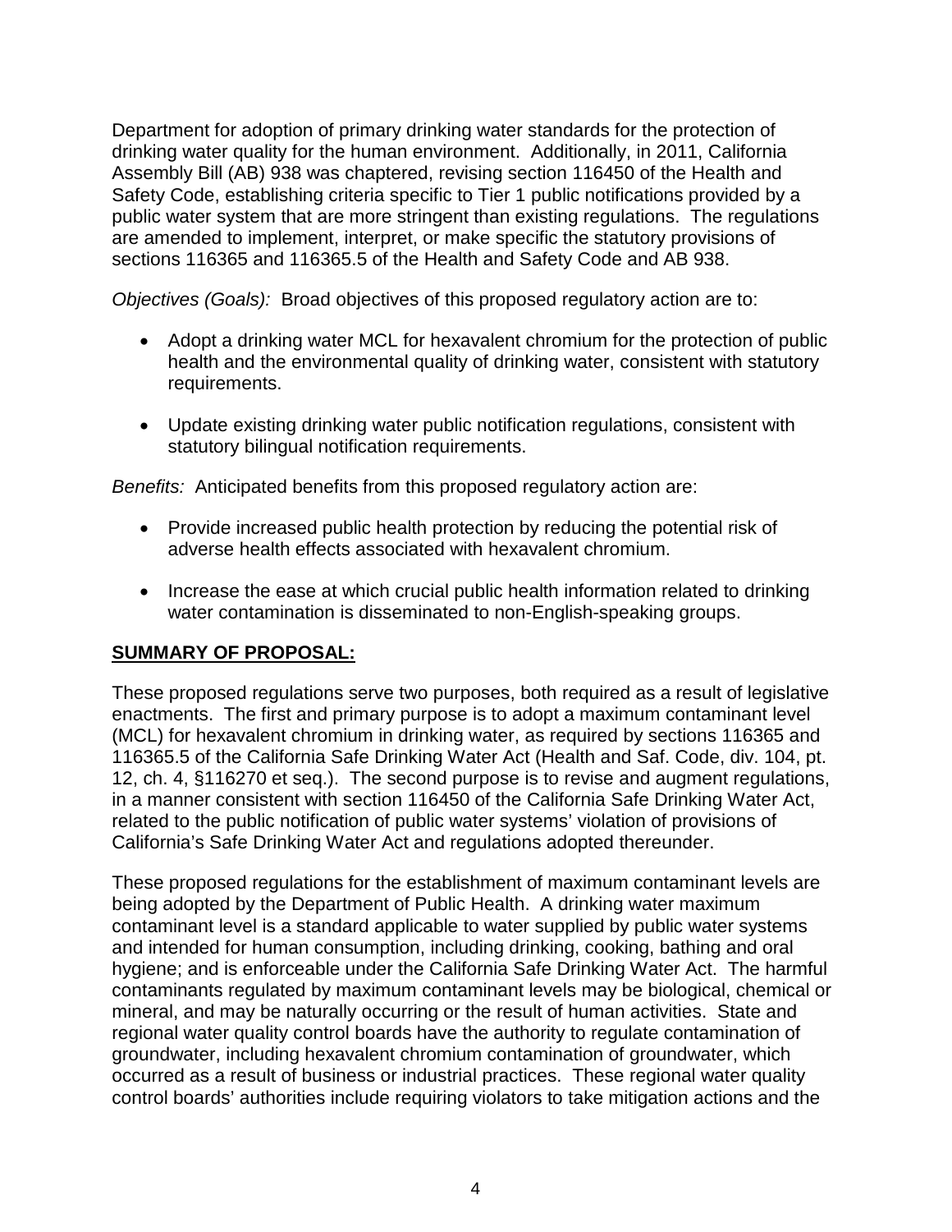Department for adoption of primary drinking water standards for the protection of drinking water quality for the human environment. Additionally, in 2011, California Assembly Bill (AB) 938 was chaptered, revising section 116450 of the Health and Safety Code, establishing criteria specific to Tier 1 public notifications provided by a public water system that are more stringent than existing regulations. The regulations are amended to implement, interpret, or make specific the statutory provisions of sections 116365 and 116365.5 of the Health and Safety Code and AB 938.

*Objectives (Goals):* Broad objectives of this proposed regulatory action are to:

- Adopt a drinking water MCL for hexavalent chromium for the protection of public health and the environmental quality of drinking water, consistent with statutory requirements.
- Update existing drinking water public notification regulations, consistent with statutory bilingual notification requirements.

*Benefits:* Anticipated benefits from this proposed regulatory action are:

- Provide increased public health protection by reducing the potential risk of adverse health effects associated with hexavalent chromium.
- Increase the ease at which crucial public health information related to drinking water contamination is disseminated to non-English-speaking groups.

## **SUMMARY OF PROPOSAL:**

These proposed regulations serve two purposes, both required as a result of legislative enactments. The first and primary purpose is to adopt a maximum contaminant level (MCL) for hexavalent chromium in drinking water, as required by sections 116365 and 116365.5 of the California Safe Drinking Water Act (Health and Saf. Code, div. 104, pt. 12, ch. 4, §116270 et seq.). The second purpose is to revise and augment regulations, in a manner consistent with section 116450 of the California Safe Drinking Water Act, related to the public notification of public water systems' violation of provisions of California's Safe Drinking Water Act and regulations adopted thereunder.

These proposed regulations for the establishment of maximum contaminant levels are being adopted by the Department of Public Health. A drinking water maximum contaminant level is a standard applicable to water supplied by public water systems and intended for human consumption, including drinking, cooking, bathing and oral hygiene; and is enforceable under the California Safe Drinking Water Act. The harmful contaminants regulated by maximum contaminant levels may be biological, chemical or mineral, and may be naturally occurring or the result of human activities. State and regional water quality control boards have the authority to regulate contamination of groundwater, including hexavalent chromium contamination of groundwater, which occurred as a result of business or industrial practices. These regional water quality control boards' authorities include requiring violators to take mitigation actions and the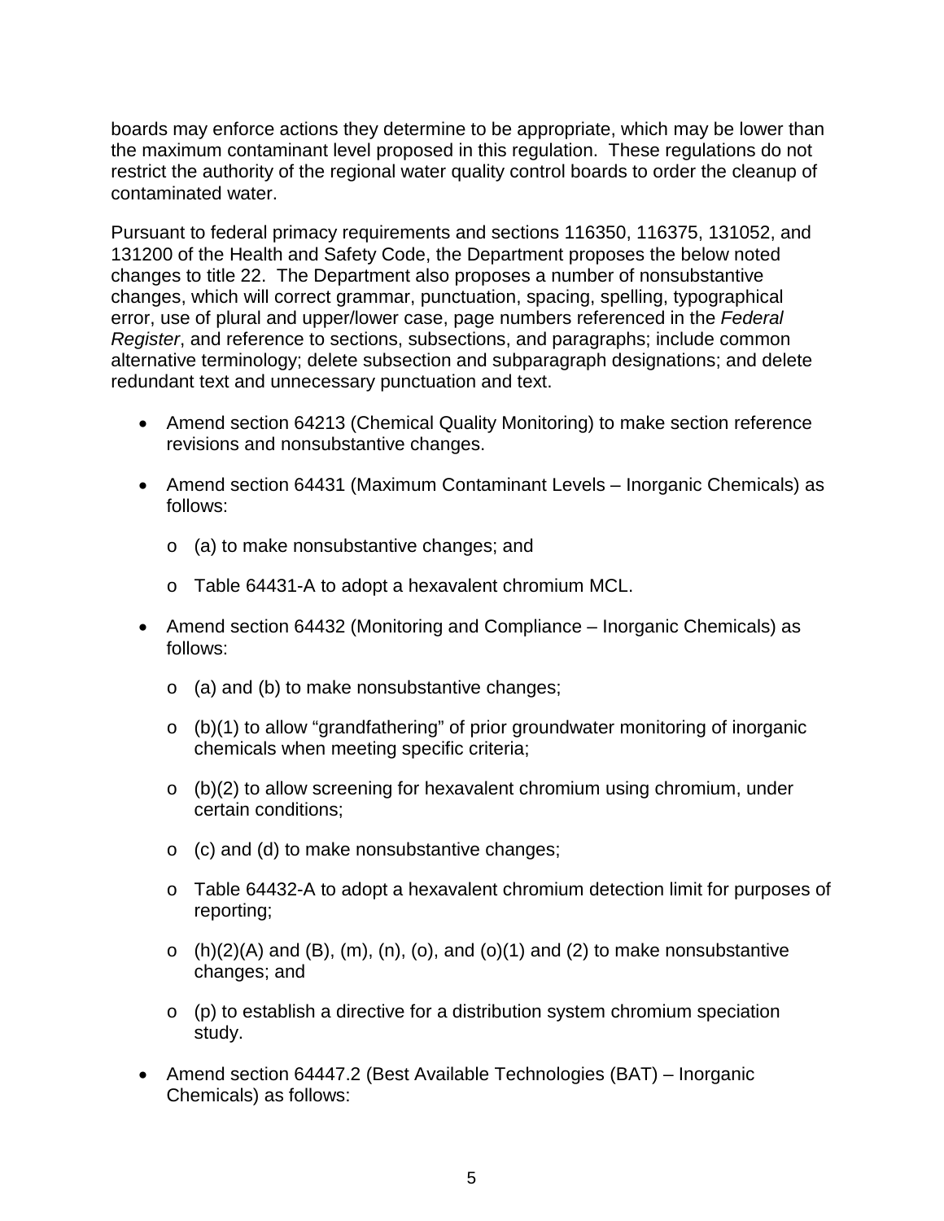boards may enforce actions they determine to be appropriate, which may be lower than the maximum contaminant level proposed in this regulation. These regulations do not restrict the authority of the regional water quality control boards to order the cleanup of contaminated water.

Pursuant to federal primacy requirements and sections 116350, 116375, 131052, and 131200 of the Health and Safety Code, the Department proposes the below noted changes to title 22. The Department also proposes a number of nonsubstantive changes, which will correct grammar, punctuation, spacing, spelling, typographical error, use of plural and upper/lower case, page numbers referenced in the *Federal Register*, and reference to sections, subsections, and paragraphs; include common alternative terminology; delete subsection and subparagraph designations; and delete redundant text and unnecessary punctuation and text.

- Amend section 64213 (Chemical Quality Monitoring) to make section reference revisions and nonsubstantive changes.
- Amend section 64431 (Maximum Contaminant Levels – Inorganic Chemicals) as follows:
  - (a) to make nonsubstantive changes; and
  - Table 64431-A to adopt a hexavalent chromium MCL.
- Amend section 64432 (Monitoring and Compliance – Inorganic Chemicals) as follows:
  - (a) and (b) to make nonsubstantive changes;
  - (b)(1) to allow "grandfathering" of prior groundwater monitoring of inorganic chemicals when meeting specific criteria;
  - (b)(2) to allow screening for hexavalent chromium using chromium, under certain conditions;
  - (c) and (d) to make nonsubstantive changes;
  - Table 64432-A to adopt a hexavalent chromium detection limit for purposes of reporting;
  - (h)(2)(A) and (B), (m), (n), (o), and (o)(1) and (2) to make nonsubstantive changes; and
  - (p) to establish a directive for a distribution system chromium speciation study.
- Amend section 64447.2 (Best Available Technologies (BAT) – Inorganic Chemicals) as follows: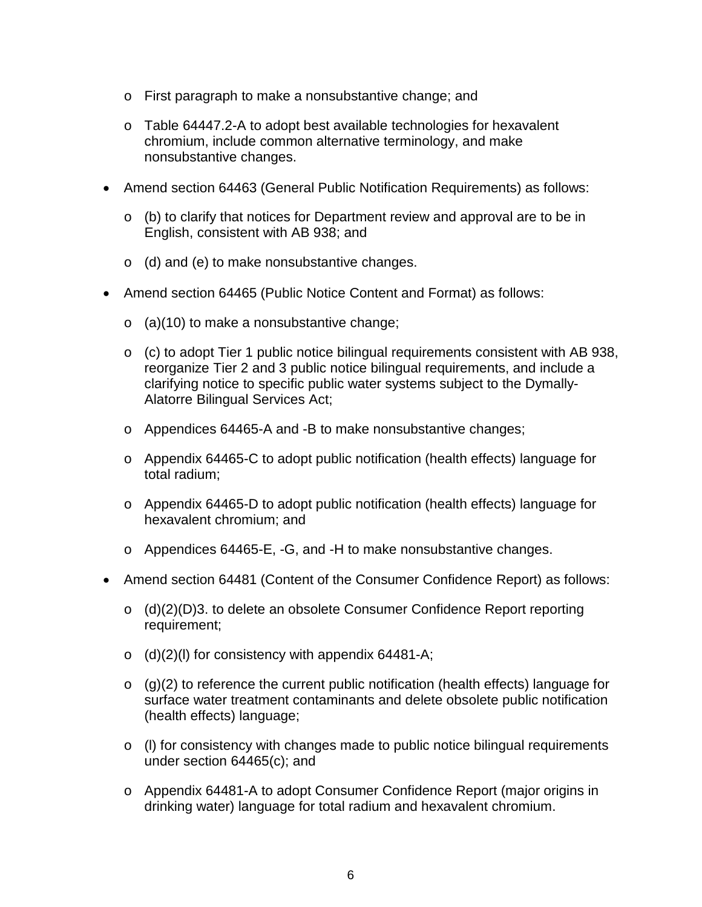- First paragraph to make a nonsubstantive change; and

  - Table 64447.2-A to adopt best available technologies for hexavalent chromium, include common alternative terminology, and make nonsubstantive changes.

- Amend section 64463 (General Public Notification Requirements) as follows:

  - (b) to clarify that notices for Department review and approval are to be in English, consistent with AB 938; and

  - (d) and (e) to make nonsubstantive changes.

- Amend section 64465 (Public Notice Content and Format) as follows:

  - (a)(10) to make a nonsubstantive change;

  - (c) to adopt Tier 1 public notice bilingual requirements consistent with AB 938, reorganize Tier 2 and 3 public notice bilingual requirements, and include a clarifying notice to specific public water systems subject to the Dymally-Alatorre Bilingual Services Act;

  - Appendices 64465-A and -B to make nonsubstantive changes;

  - Appendix 64465-C to adopt public notification (health effects) language for total radium;

  - Appendix 64465-D to adopt public notification (health effects) language for hexavalent chromium; and

  - Appendices 64465-E, -G, and -H to make nonsubstantive changes.

- Amend section 64481 (Content of the Consumer Confidence Report) as follows:

  - (d)(2)(D)3. to delete an obsolete Consumer Confidence Report reporting requirement;

  - (d)(2)(l) for consistency with appendix 64481-A;

  - (g)(2) to reference the current public notification (health effects) language for surface water treatment contaminants and delete obsolete public notification (health effects) language;

  - (l) for consistency with changes made to public notice bilingual requirements under section 64465(c); and

  - Appendix 64481-A to adopt Consumer Confidence Report (major origins in drinking water) language for total radium and hexavalent chromium.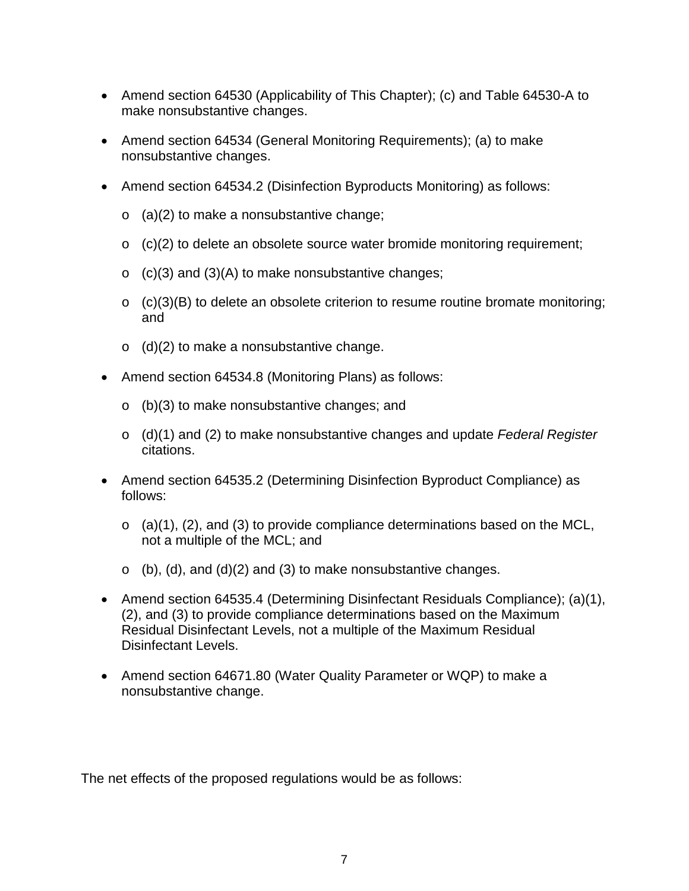- Amend section 64530 (Applicability of This Chapter); (c) and Table 64530-A to make nonsubstantive changes.

- Amend section 64534 (General Monitoring Requirements); (a) to make nonsubstantive changes.

- Amend section 64534.2 (Disinfection Byproducts Monitoring) as follows:

  - (a)(2) to make a nonsubstantive change;

  - (c)(2) to delete an obsolete source water bromide monitoring requirement;

  - (c)(3) and (3)(A) to make nonsubstantive changes;

  - (c)(3)(B) to delete an obsolete criterion to resume routine bromate monitoring; and

  - (d)(2) to make a nonsubstantive change.

- Amend section 64534.8 (Monitoring Plans) as follows:

  - (b)(3) to make nonsubstantive changes; and

  - (d)(1) and (2) to make nonsubstantive changes and update *Federal Register* citations.

- Amend section 64535.2 (Determining Disinfection Byproduct Compliance) as follows:

  - (a)(1), (2), and (3) to provide compliance determinations based on the MCL, not a multiple of the MCL; and

  - (b), (d), and (d)(2) and (3) to make nonsubstantive changes.

- Amend section 64535.4 (Determining Disinfectant Residuals Compliance); (a)(1), (2), and (3) to provide compliance determinations based on the Maximum Residual Disinfectant Levels, not a multiple of the Maximum Residual Disinfectant Levels.

- Amend section 64671.80 (Water Quality Parameter or WQP) to make a nonsubstantive change.

The net effects of the proposed regulations would be as follows: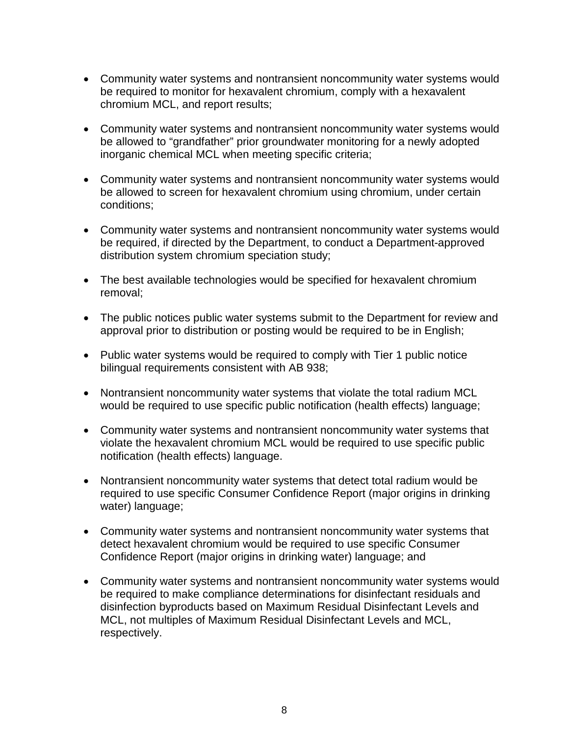- Community water systems and nontransient noncommunity water systems would be required to monitor for hexavalent chromium, comply with a hexavalent chromium MCL, and report results;

- Community water systems and nontransient noncommunity water systems would be allowed to "grandfather" prior groundwater monitoring for a newly adopted inorganic chemical MCL when meeting specific criteria;

- Community water systems and nontransient noncommunity water systems would be allowed to screen for hexavalent chromium using chromium, under certain conditions;

- Community water systems and nontransient noncommunity water systems would be required, if directed by the Department, to conduct a Department-approved distribution system chromium speciation study;

- The best available technologies would be specified for hexavalent chromium removal;

- The public notices public water systems submit to the Department for review and approval prior to distribution or posting would be required to be in English;

- Public water systems would be required to comply with Tier 1 public notice bilingual requirements consistent with AB 938;

- Nontransient noncommunity water systems that violate the total radium MCL would be required to use specific public notification (health effects) language;

- Community water systems and nontransient noncommunity water systems that violate the hexavalent chromium MCL would be required to use specific public notification (health effects) language.

- Nontransient noncommunity water systems that detect total radium would be required to use specific Consumer Confidence Report (major origins in drinking water) language;

- Community water systems and nontransient noncommunity water systems that detect hexavalent chromium would be required to use specific Consumer Confidence Report (major origins in drinking water) language; and

- Community water systems and nontransient noncommunity water systems would be required to make compliance determinations for disinfectant residuals and disinfection byproducts based on Maximum Residual Disinfectant Levels and MCL, not multiples of Maximum Residual Disinfectant Levels and MCL, respectively.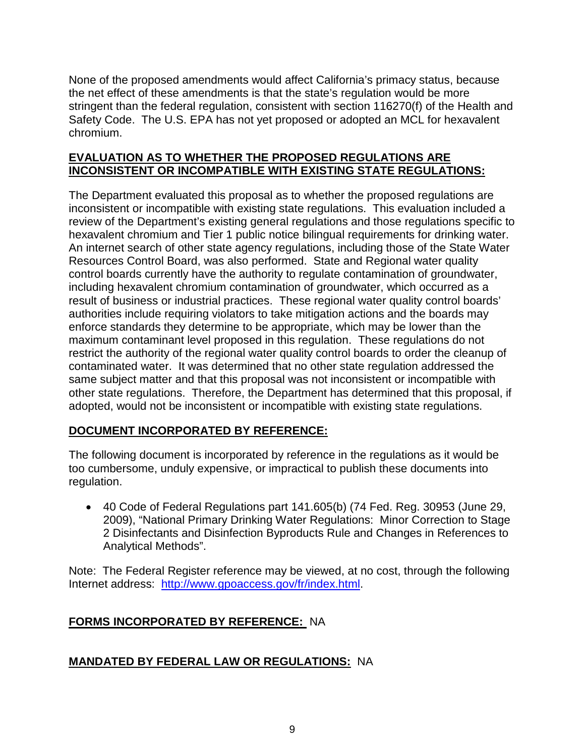None of the proposed amendments would affect California's primacy status, because the net effect of these amendments is that the state's regulation would be more stringent than the federal regulation, consistent with section 116270(f) of the Health and Safety Code. The U.S. EPA has not yet proposed or adopted an MCL for hexavalent chromium.

## EVALUATION AS TO WHETHER THE PROPOSED REGULATIONS ARE INCONSISTENT OR INCOMPATIBLE WITH EXISTING STATE REGULATIONS:

The Department evaluated this proposal as to whether the proposed regulations are inconsistent or incompatible with existing state regulations. This evaluation included a review of the Department's existing general regulations and those regulations specific to hexavalent chromium and Tier 1 public notice bilingual requirements for drinking water. An internet search of other state agency regulations, including those of the State Water Resources Control Board, was also performed. State and Regional water quality control boards currently have the authority to regulate contamination of groundwater, including hexavalent chromium contamination of groundwater, which occurred as a result of business or industrial practices. These regional water quality control boards' authorities include requiring violators to take mitigation actions and the boards may enforce standards they determine to be appropriate, which may be lower than the maximum contaminant level proposed in this regulation. These regulations do not restrict the authority of the regional water quality control boards to order the cleanup of contaminated water. It was determined that no other state regulation addressed the same subject matter and that this proposal was not inconsistent or incompatible with other state regulations. Therefore, the Department has determined that this proposal, if adopted, would not be inconsistent or incompatible with existing state regulations.

## DOCUMENT INCORPORATED BY REFERENCE:

The following document is incorporated by reference in the regulations as it would be too cumbersome, unduly expensive, or impractical to publish these documents into regulation.

- 40 Code of Federal Regulations part 141.605(b) (74 Fed. Reg. 30953 (June 29, 2009), "National Primary Drinking Water Regulations: Minor Correction to Stage 2 Disinfectants and Disinfection Byproducts Rule and Changes in References to Analytical Methods".

Note: The Federal Register reference may be viewed, at no cost, through the following Internet address: [http://www.gpoaccess.gov/fr/index.html](http://www.gpoaccess.gov/fr/index.html).

## FORMS INCORPORATED BY REFERENCE: NA

## MANDATED BY FEDERAL LAW OR REGULATIONS: NA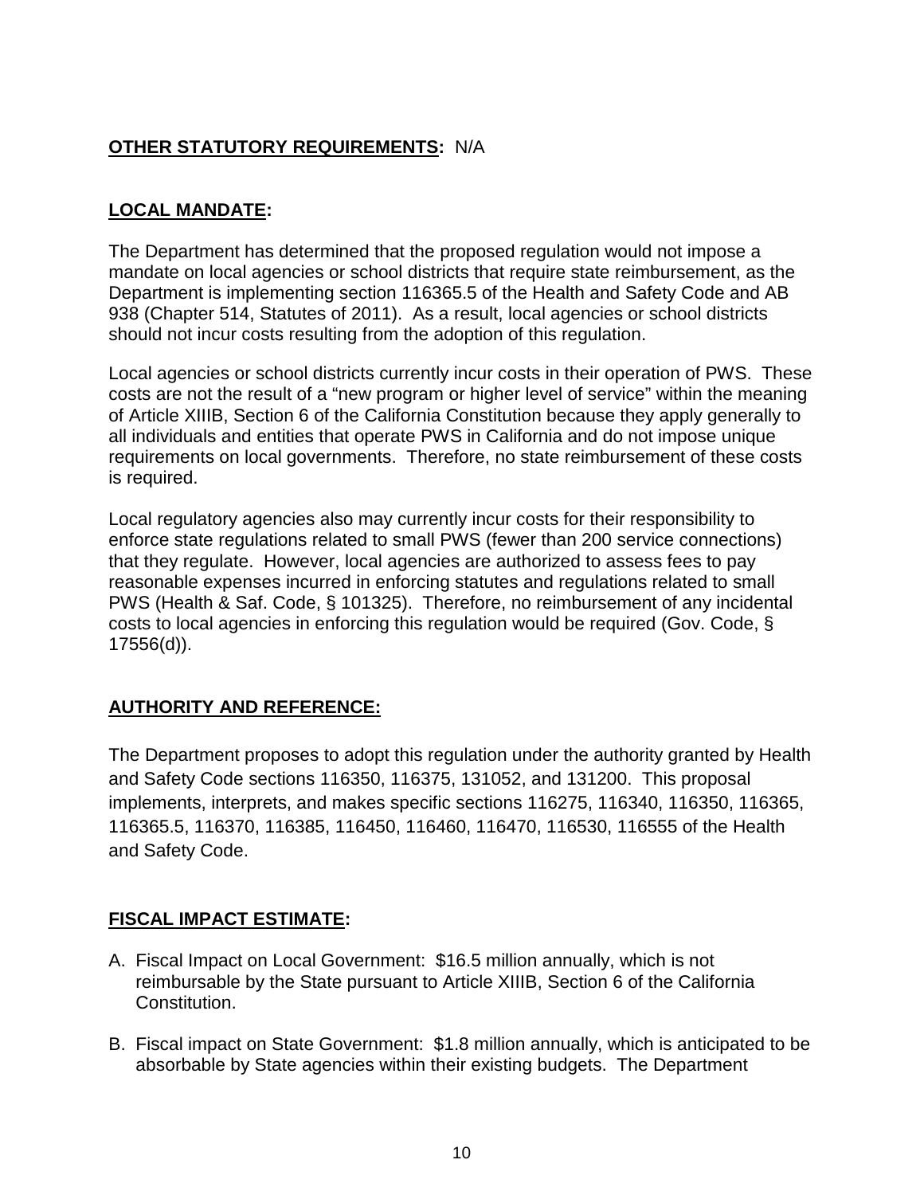**<u>OTHER STATUTORY REQUIREMENTS</u>:** N/A

**<u>LOCAL MANDATE</u>:**

The Department has determined that the proposed regulation would not impose a mandate on local agencies or school districts that require state reimbursement, as the Department is implementing section 116365.5 of the Health and Safety Code and AB 938 (Chapter 514, Statutes of 2011). As a result, local agencies or school districts should not incur costs resulting from the adoption of this regulation.

Local agencies or school districts currently incur costs in their operation of PWS. These costs are not the result of a "new program or higher level of service" within the meaning of Article XIIIB, Section 6 of the California Constitution because they apply generally to all individuals and entities that operate PWS in California and do not impose unique requirements on local governments. Therefore, no state reimbursement of these costs is required.

Local regulatory agencies also may currently incur costs for their responsibility to enforce state regulations related to small PWS (fewer than 200 service connections) that they regulate. However, local agencies are authorized to assess fees to pay reasonable expenses incurred in enforcing statutes and regulations related to small PWS (Health & Saf. Code, § 101325). Therefore, no reimbursement of any incidental costs to local agencies in enforcing this regulation would be required (Gov. Code, § 17556(d)).

**<u>AUTHORITY AND REFERENCE:</u>**

The Department proposes to adopt this regulation under the authority granted by Health and Safety Code sections 116350, 116375, 131052, and 131200. This proposal implements, interprets, and makes specific sections 116275, 116340, 116350, 116365, 116365.5, 116370, 116385, 116450, 116460, 116470, 116530, 116555 of the Health and Safety Code.

**<u>FISCAL IMPACT ESTIMATE</u>:**

A. Fiscal Impact on Local Government: $16.5 million annually, which is not reimbursable by the State pursuant to Article XIIIB, Section 6 of the California Constitution.

B. Fiscal impact on State Government: $1.8 million annually, which is anticipated to be absorbable by State agencies within their existing budgets. The Department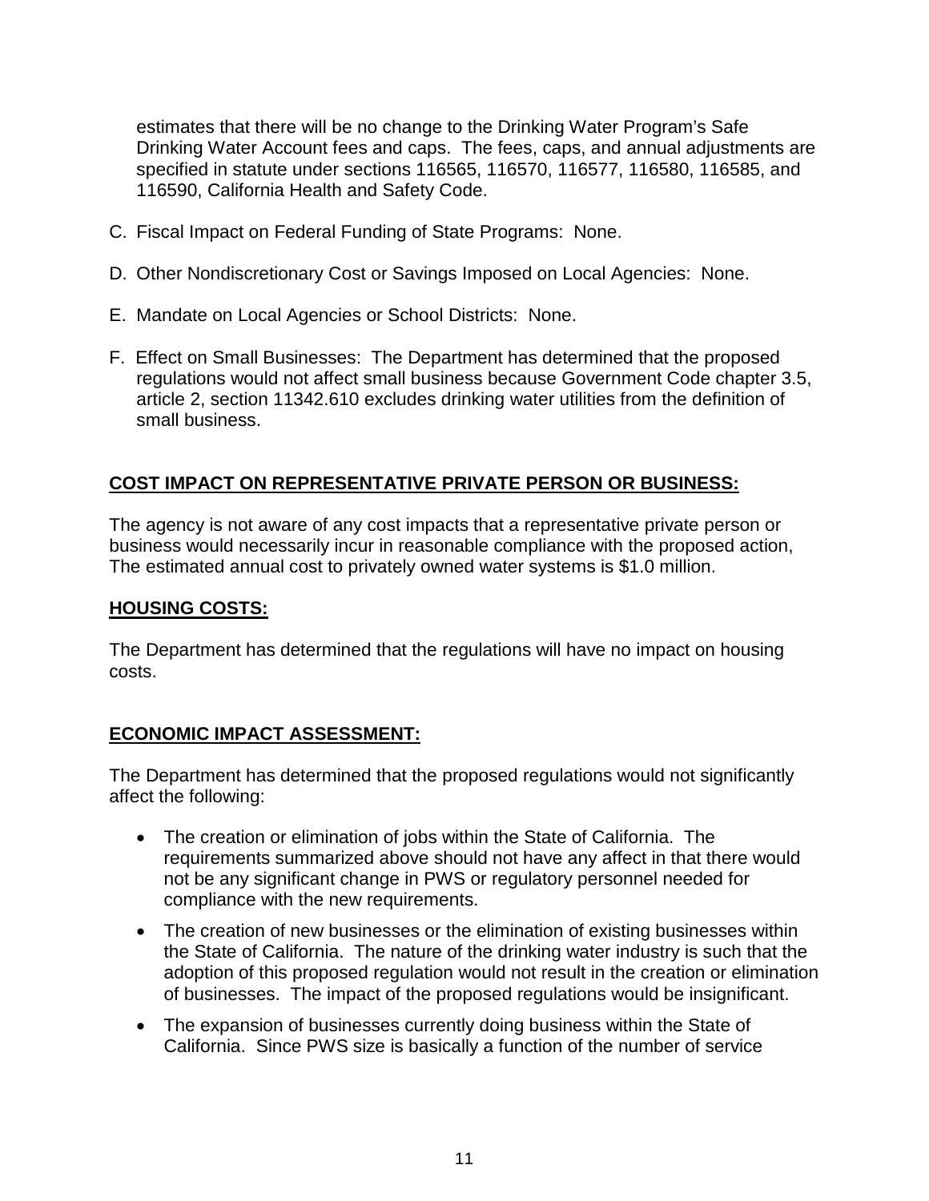estimates that there will be no change to the Drinking Water Program's Safe Drinking Water Account fees and caps. The fees, caps, and annual adjustments are specified in statute under sections 116565, 116570, 116577, 116580, 116585, and 116590, California Health and Safety Code.

C. Fiscal Impact on Federal Funding of State Programs: None.

D. Other Nondiscretionary Cost or Savings Imposed on Local Agencies: None.

E. Mandate on Local Agencies or School Districts: None.

F. Effect on Small Businesses: The Department has determined that the proposed regulations would not affect small business because Government Code chapter 3.5, article 2, section 11342.610 excludes drinking water utilities from the definition of small business.

**COST IMPACT ON REPRESENTATIVE PRIVATE PERSON OR BUSINESS:**

The agency is not aware of any cost impacts that a representative private person or business would necessarily incur in reasonable compliance with the proposed action, The estimated annual cost to privately owned water systems is $1.0 million.

**HOUSING COSTS:**

The Department has determined that the regulations will have no impact on housing costs.

**ECONOMIC IMPACT ASSESSMENT:**

The Department has determined that the proposed regulations would not significantly affect the following:

- The creation or elimination of jobs within the State of California. The requirements summarized above should not have any affect in that there would not be any significant change in PWS or regulatory personnel needed for compliance with the new requirements.
- The creation of new businesses or the elimination of existing businesses within the State of California. The nature of the drinking water industry is such that the adoption of this proposed regulation would not result in the creation or elimination of businesses. The impact of the proposed regulations would be insignificant.
- The expansion of businesses currently doing business within the State of California. Since PWS size is basically a function of the number of service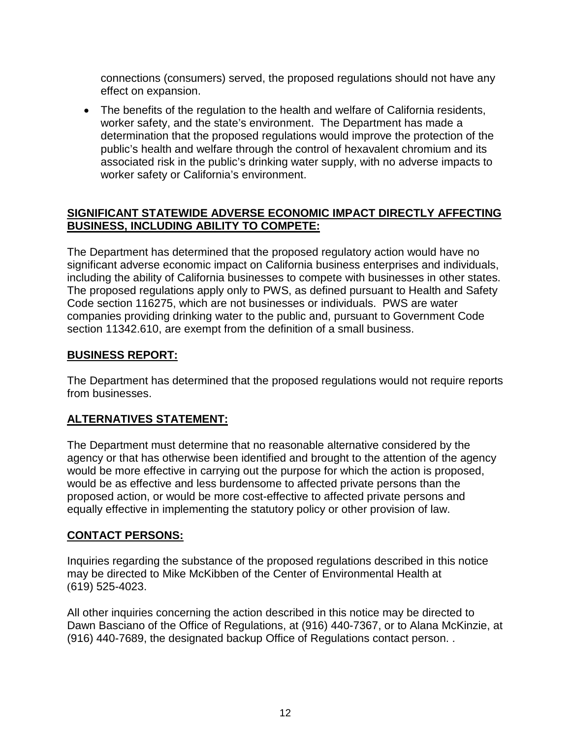connections (consumers) served, the proposed regulations should not have any effect on expansion.

- The benefits of the regulation to the health and welfare of California residents, worker safety, and the state's environment. The Department has made a determination that the proposed regulations would improve the protection of the public's health and welfare through the control of hexavalent chromium and its associated risk in the public's drinking water supply, with no adverse impacts to worker safety or California's environment.

## SIGNIFICANT STATEWIDE ADVERSE ECONOMIC IMPACT DIRECTLY AFFECTING BUSINESS, INCLUDING ABILITY TO COMPETE:

The Department has determined that the proposed regulatory action would have no significant adverse economic impact on California business enterprises and individuals, including the ability of California businesses to compete with businesses in other states. The proposed regulations apply only to PWS, as defined pursuant to Health and Safety Code section 116275, which are not businesses or individuals. PWS are water companies providing drinking water to the public and, pursuant to Government Code section 11342.610, are exempt from the definition of a small business.

## BUSINESS REPORT:

The Department has determined that the proposed regulations would not require reports from businesses.

## ALTERNATIVES STATEMENT:

The Department must determine that no reasonable alternative considered by the agency or that has otherwise been identified and brought to the attention of the agency would be more effective in carrying out the purpose for which the action is proposed, would be as effective and less burdensome to affected private persons than the proposed action, or would be more cost-effective to affected private persons and equally effective in implementing the statutory policy or other provision of law.

## CONTACT PERSONS:

Inquiries regarding the substance of the proposed regulations described in this notice may be directed to Mike McKibben of the Center of Environmental Health at (619) 525-4023.

All other inquiries concerning the action described in this notice may be directed to Dawn Basciano of the Office of Regulations, at (916) 440-7367, or to Alana McKinzie, at (916) 440-7689, the designated backup Office of Regulations contact person. .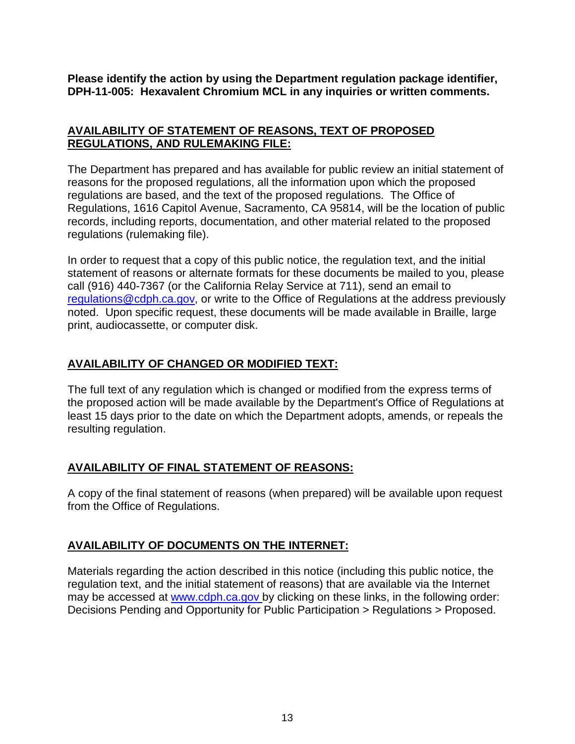**Please identify the action by using the Department regulation package identifier, DPH-11-005: Hexavalent Chromium MCL in any inquiries or written comments.**

## AVAILABILITY OF STATEMENT OF REASONS, TEXT OF PROPOSED REGULATIONS, AND RULEMAKING FILE:

The Department has prepared and has available for public review an initial statement of reasons for the proposed regulations, all the information upon which the proposed regulations are based, and the text of the proposed regulations. The Office of Regulations, 1616 Capitol Avenue, Sacramento, CA 95814, will be the location of public records, including reports, documentation, and other material related to the proposed regulations (rulemaking file).

In order to request that a copy of this public notice, the regulation text, and the initial statement of reasons or alternate formats for these documents be mailed to you, please call (916) 440-7367 (or the California Relay Service at 711), send an email to regulations@cdph.ca.gov, or write to the Office of Regulations at the address previously noted. Upon specific request, these documents will be made available in Braille, large print, audiocassette, or computer disk.

## AVAILABILITY OF CHANGED OR MODIFIED TEXT:

The full text of any regulation which is changed or modified from the express terms of the proposed action will be made available by the Department's Office of Regulations at least 15 days prior to the date on which the Department adopts, amends, or repeals the resulting regulation.

## AVAILABILITY OF FINAL STATEMENT OF REASONS:

A copy of the final statement of reasons (when prepared) will be available upon request from the Office of Regulations.

## AVAILABILITY OF DOCUMENTS ON THE INTERNET:

Materials regarding the action described in this notice (including this public notice, the regulation text, and the initial statement of reasons) that are available via the Internet may be accessed at www.cdph.ca.gov by clicking on these links, in the following order: Decisions Pending and Opportunity for Public Participation > Regulations > Proposed.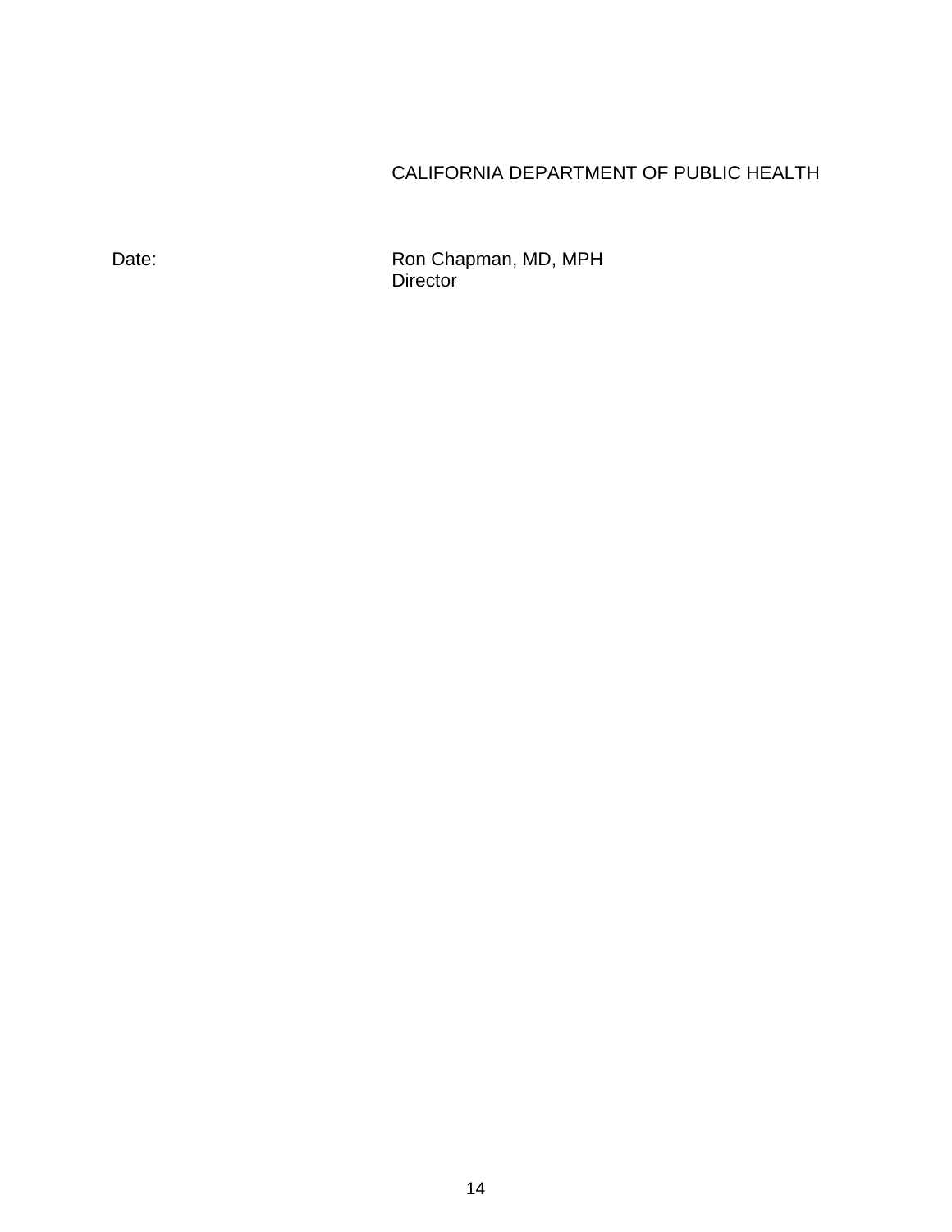CALIFORNIA DEPARTMENT OF PUBLIC HEALTH

Date:

Ron Chapman, MD, MPH
Director